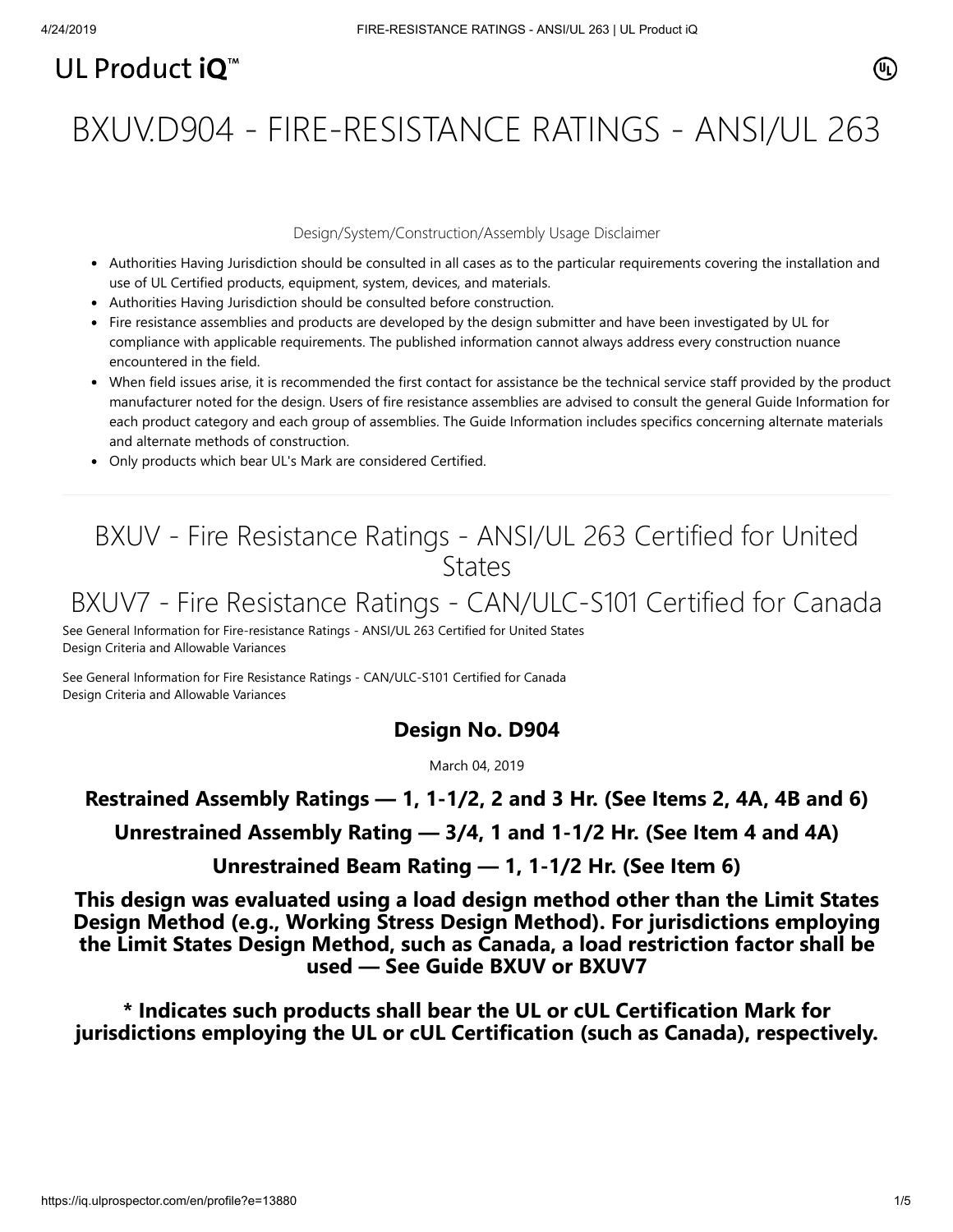UL Product iQ™

# BXUV.D904 - FIRE-RESISTANCE RATINGS - ANSI/UL 263

Design/System/Construction/Assembly Usage Disclaimer

- Authorities Having Jurisdiction should be consulted in all cases as to the particular requirements covering the installation and use of UL Certified products, equipment, system, devices, and materials.
- Authorities Having Jurisdiction should be consulted before construction.
- Fire resistance assemblies and products are developed by the design submitter and have been investigated by UL for compliance with applicable requirements. The published information cannot always address every construction nuance encountered in the field.
- When field issues arise, it is recommended the first contact for assistance be the technical service staff provided by the product manufacturer noted for the design. Users of fire resistance assemblies are advised to consult the general Guide Information for each product category and each group of assemblies. The Guide Information includes specifics concerning alternate materials and alternate methods of construction.
- Only products which bear UL's Mark are considered Certified.

## BXUV - Fire Resistance Ratings - ANSI/UL 263 Certified for United States

## BXUV7 - Fire Resistance Ratings - CAN/ULC-S101 Certified for Canada

See General Information for Fire-resistance Ratings - ANSI/UL 263 Certified for United States
Design Criteria and Allowable Variances

See General Information for Fire Resistance Ratings - CAN/ULC-S101 Certified for Canada
Design Criteria and Allowable Variances

### Design No. D904

March 04, 2019

**Restrained Assembly Ratings — 1, 1-1/2, 2 and 3 Hr. (See Items 2, 4A, 4B and 6)**

**Unrestrained Assembly Rating — 3/4, 1 and 1-1/2 Hr. (See Item 4 and 4A)**

**Unrestrained Beam Rating — 1, 1-1/2 Hr. (See Item 6)**

**This design was evaluated using a load design method other than the Limit States Design Method (e.g., Working Stress Design Method). For jurisdictions employing the Limit States Design Method, such as Canada, a load restriction factor shall be used — See Guide BXUV or BXUV7**

**\* Indicates such products shall bear the UL or cUL Certification Mark for jurisdictions employing the UL or cUL Certification (such as Canada), respectively.**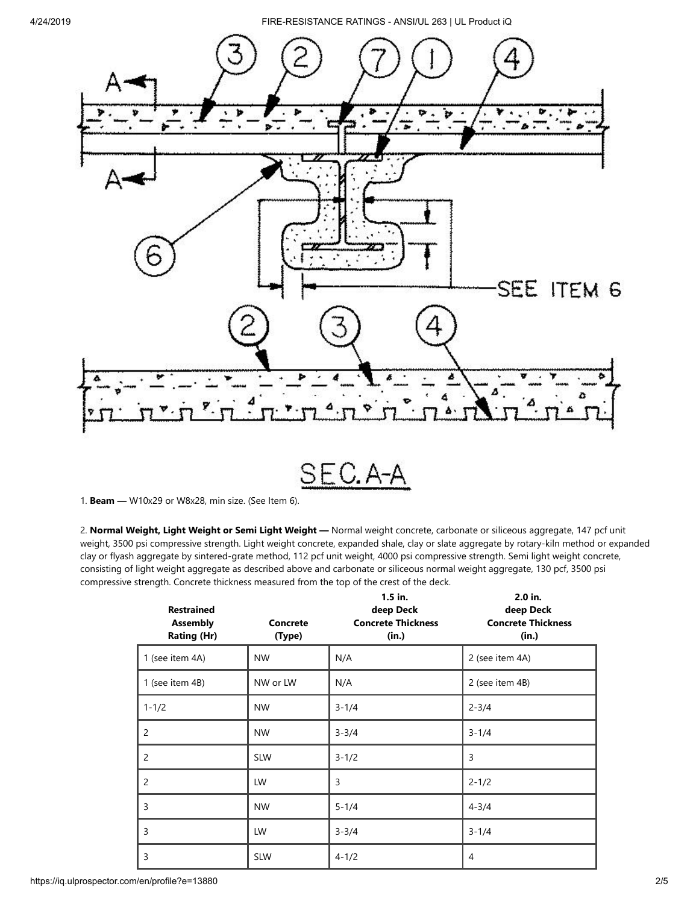1. **Beam —** W10x29 or W8x28, min size. (See Item 6).

2. **Normal Weight, Light Weight or Semi Light Weight —** Normal weight concrete, carbonate or siliceous aggregate, 147 pcf unit weight, 3500 psi compressive strength. Light weight concrete, expanded shale, clay or slate aggregate by rotary-kiln method or expanded clay or flyash aggregate by sintered-grate method, 112 pcf unit weight, 4000 psi compressive strength. Semi light weight concrete, consisting of light weight aggregate as described above and carbonate or siliceous normal weight aggregate, 130 pcf, 3500 psi compressive strength. Concrete thickness measured from the top of the crest of the deck.

| Restrained Assembly Rating (Hr) | Concrete (Type) | 1.5 in. deep Deck Concrete Thickness (in.) | 2.0 in. deep Deck Concrete Thickness (in.) |
|---|---|---|---|
| 1 (see item 4A) | NW | N/A | 2 (see item 4A) |
| 1 (see item 4B) | NW or LW | N/A | 2 (see item 4B) |
| 1-1/2 | NW | 3-1/4 | 2-3/4 |
| 2 | NW | 3-3/4 | 3-1/4 |
| 2 | SLW | 3-1/2 | 3 |
| 2 | LW | 3 | 2-1/2 |
| 3 | NW | 5-1/4 | 4-3/4 |
| 3 | LW | 3-3/4 | 3-1/4 |
| 3 | SLW | 4-1/2 | 4 |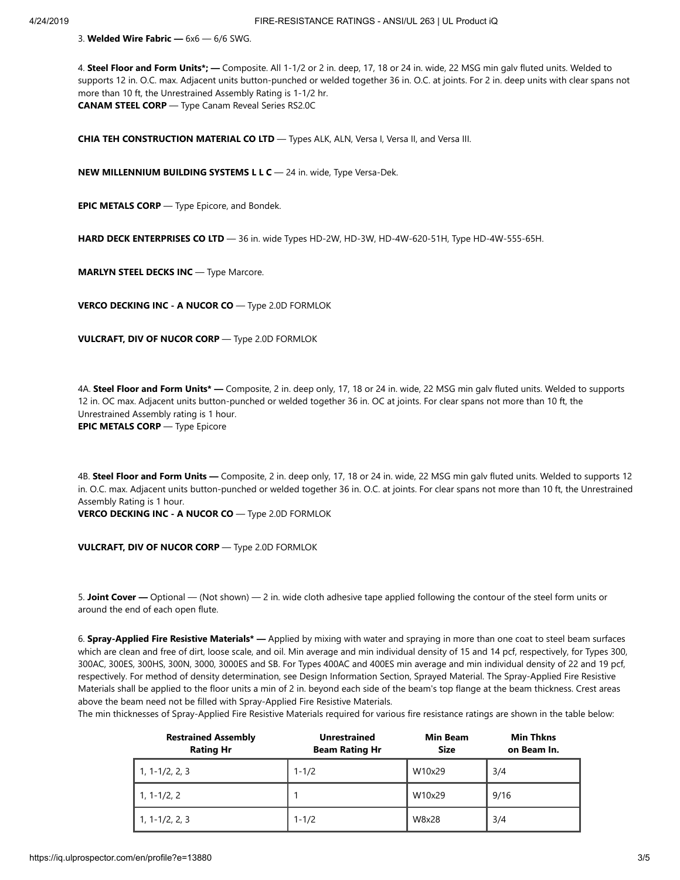3. **Welded Wire Fabric —** 6x6 — 6/6 SWG.

4. **Steel Floor and Form Units*; —** Composite. All 1-1/2 or 2 in. deep, 17, 18 or 24 in. wide, 22 MSG min galv fluted units. Welded to supports 12 in. O.C. max. Adjacent units button-punched or welded together 36 in. O.C. at joints. For 2 in. deep units with clear spans not more than 10 ft, the Unrestrained Assembly Rating is 1-1/2 hr.
**CANAM STEEL CORP** — Type Canam Reveal Series RS2.0C

**CHIA TEH CONSTRUCTION MATERIAL CO LTD** — Types ALK, ALN, Versa I, Versa II, and Versa III.

**NEW MILLENNIUM BUILDING SYSTEMS L L C** — 24 in. wide, Type Versa-Dek.

**EPIC METALS CORP** — Type Epicore, and Bondek.

**HARD DECK ENTERPRISES CO LTD** — 36 in. wide Types HD-2W, HD-3W, HD-4W-620-51H, Type HD-4W-555-65H.

**MARLYN STEEL DECKS INC** — Type Marcore.

**VERCO DECKING INC - A NUCOR CO** — Type 2.0D FORMLOK

**VULCRAFT, DIV OF NUCOR CORP** — Type 2.0D FORMLOK

4A. **Steel Floor and Form Units* —** Composite, 2 in. deep only, 17, 18 or 24 in. wide, 22 MSG min galv fluted units. Welded to supports 12 in. OC max. Adjacent units button-punched or welded together 36 in. OC at joints. For clear spans not more than 10 ft, the Unrestrained Assembly rating is 1 hour.
**EPIC METALS CORP** — Type Epicore

4B. **Steel Floor and Form Units —** Composite, 2 in. deep only, 17, 18 or 24 in. wide, 22 MSG min galv fluted units. Welded to supports 12 in. O.C. max. Adjacent units button-punched or welded together 36 in. O.C. at joints. For clear spans not more than 10 ft, the Unrestrained Assembly Rating is 1 hour.
**VERCO DECKING INC - A NUCOR CO** — Type 2.0D FORMLOK

**VULCRAFT, DIV OF NUCOR CORP** — Type 2.0D FORMLOK

5. **Joint Cover —** Optional — (Not shown) — 2 in. wide cloth adhesive tape applied following the contour of the steel form units or around the end of each open flute.

6. **Spray-Applied Fire Resistive Materials* —** Applied by mixing with water and spraying in more than one coat to steel beam surfaces which are clean and free of dirt, loose scale, and oil. Min average and min individual density of 15 and 14 pcf, respectively, for Types 300, 300AC, 300ES, 300HS, 300N, 3000, 3000ES and SB. For Types 400AC and 400ES min average and min individual density of 22 and 19 pcf, respectively. For method of density determination, see Design Information Section, Sprayed Material. The Spray-Applied Fire Resistive Materials shall be applied to the floor units a min of 2 in. beyond each side of the beam's top flange at the beam thickness. Crest areas above the beam need not be filled with Spray-Applied Fire Resistive Materials.
The min thicknesses of Spray-Applied Fire Resistive Materials required for various fire resistance ratings are shown in the table below:

| Restrained Assembly Rating Hr | Unrestrained Beam Rating Hr | Min Beam Size | Min Thkns on Beam In. |
|---|---|---|---|
| 1, 1-1/2, 2, 3 | 1-1/2 | W10x29 | 3/4 |
| 1, 1-1/2, 2 | 1 | W10x29 | 9/16 |
| 1, 1-1/2, 2, 3 | 1-1/2 | W8x28 | 3/4 |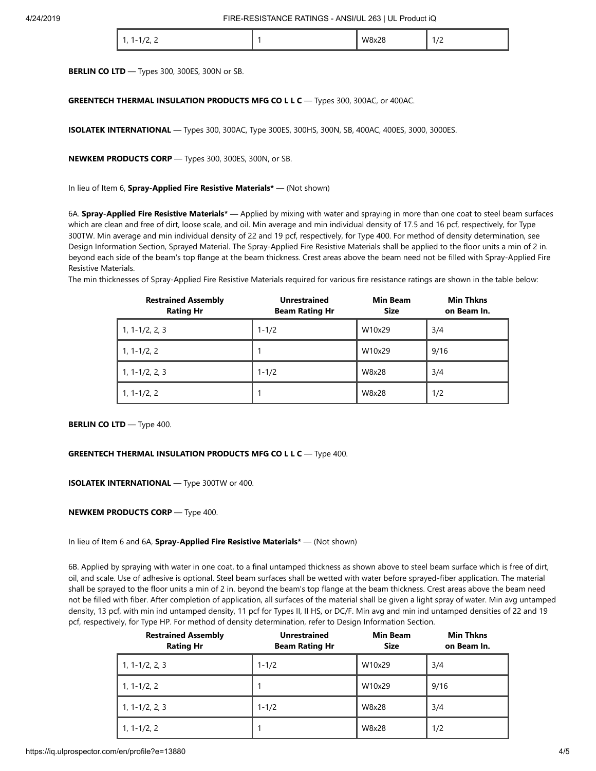| | | | |
|---|---|---|---|
| 1, 1-1/2, 2 | 1 | W8x28 | 1/2 |

**BERLIN CO LTD** — Types 300, 300ES, 300N or SB.

**GREENTECH THERMAL INSULATION PRODUCTS MFG CO L L C** — Types 300, 300AC, or 400AC.

**ISOLATEK INTERNATIONAL** — Types 300, 300AC, Type 300ES, 300HS, 300N, SB, 400AC, 400ES, 3000, 3000ES.

**NEWKEM PRODUCTS CORP** — Types 300, 300ES, 300N, or SB.

In lieu of Item 6, **Spray-Applied Fire Resistive Materials*** — (Not shown)

6A. **Spray-Applied Fire Resistive Materials* —** Applied by mixing with water and spraying in more than one coat to steel beam surfaces which are clean and free of dirt, loose scale, and oil. Min average and min individual density of 17.5 and 16 pcf, respectively, for Type 300TW. Min average and min individual density of 22 and 19 pcf, respectively, for Type 400. For method of density determination, see Design Information Section, Sprayed Material. The Spray-Applied Fire Resistive Materials shall be applied to the floor units a min of 2 in. beyond each side of the beam's top flange at the beam thickness. Crest areas above the beam need not be filled with Spray-Applied Fire Resistive Materials.

The min thicknesses of Spray-Applied Fire Resistive Materials required for various fire resistance ratings are shown in the table below:

| Restrained Assembly Rating Hr | Unrestrained Beam Rating Hr | Min Beam Size | Min Thkns on Beam In. |
|---|---|---|---|
| 1, 1-1/2, 2, 3 | 1-1/2 | W10x29 | 3/4 |
| 1, 1-1/2, 2 | 1 | W10x29 | 9/16 |
| 1, 1-1/2, 2, 3 | 1-1/2 | W8x28 | 3/4 |
| 1, 1-1/2, 2 | 1 | W8x28 | 1/2 |

**BERLIN CO LTD** — Type 400.

**GREENTECH THERMAL INSULATION PRODUCTS MFG CO L L C** — Type 400.

**ISOLATEK INTERNATIONAL** — Type 300TW or 400.

**NEWKEM PRODUCTS CORP** — Type 400.

In lieu of Item 6 and 6A, **Spray-Applied Fire Resistive Materials*** — (Not shown)

6B. Applied by spraying with water in one coat, to a final untamped thickness as shown above to steel beam surface which is free of dirt, oil, and scale. Use of adhesive is optional. Steel beam surfaces shall be wetted with water before sprayed-fiber application. The material shall be sprayed to the floor units a min of 2 in. beyond the beam's top flange at the beam thickness. Crest areas above the beam need not be filled with fiber. After completion of application, all surfaces of the material shall be given a light spray of water. Min avg untamped density, 13 pcf, with min ind untamped density, 11 pcf for Types II, II HS, or DC/F. Min avg and min ind untamped densities of 22 and 19 pcf, respectively, for Type HP. For method of density determination, refer to Design Information Section.

| Restrained Assembly Rating Hr | Unrestrained Beam Rating Hr | Min Beam Size | Min Thkns on Beam In. |
|---|---|---|---|
| 1, 1-1/2, 2, 3 | 1-1/2 | W10x29 | 3/4 |
| 1, 1-1/2, 2 | 1 | W10x29 | 9/16 |
| 1, 1-1/2, 2, 3 | 1-1/2 | W8x28 | 3/4 |
| 1, 1-1/2, 2 | 1 | W8x28 | 1/2 |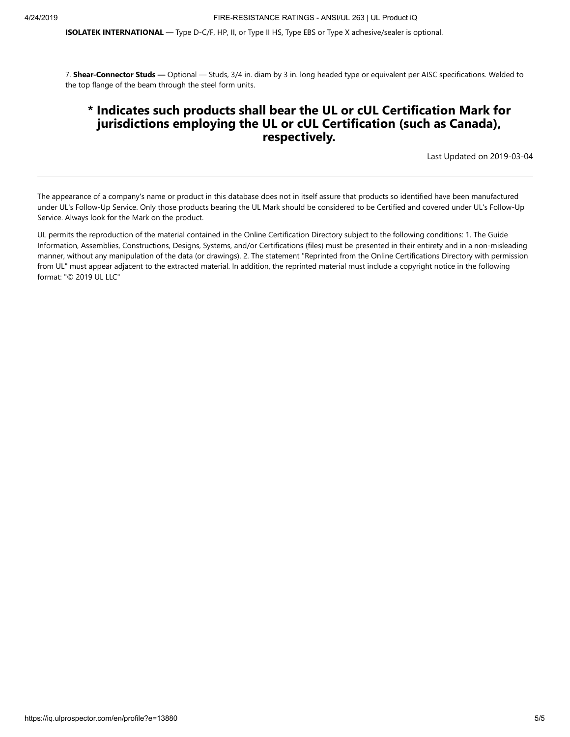**ISOLATEK INTERNATIONAL** — Type D-C/F, HP, II, or Type II HS, Type EBS or Type X adhesive/sealer is optional.

7. **Shear-Connector Studs —** Optional — Studs, 3/4 in. diam by 3 in. long headed type or equivalent per AISC specifications. Welded to the top flange of the beam through the steel form units.

## * Indicates such products shall bear the UL or cUL Certification Mark for jurisdictions employing the UL or cUL Certification (such as Canada), respectively.

Last Updated on 2019-03-04

---

The appearance of a company's name or product in this database does not in itself assure that products so identified have been manufactured under UL's Follow-Up Service. Only those products bearing the UL Mark should be considered to be Certified and covered under UL's Follow-Up Service. Always look for the Mark on the product.

UL permits the reproduction of the material contained in the Online Certification Directory subject to the following conditions: 1. The Guide Information, Assemblies, Constructions, Designs, Systems, and/or Certifications (files) must be presented in their entirety and in a non-misleading manner, without any manipulation of the data (or drawings). 2. The statement "Reprinted from the Online Certifications Directory with permission from UL" must appear adjacent to the extracted material. In addition, the reprinted material must include a copyright notice in the following format: "© 2019 UL LLC"